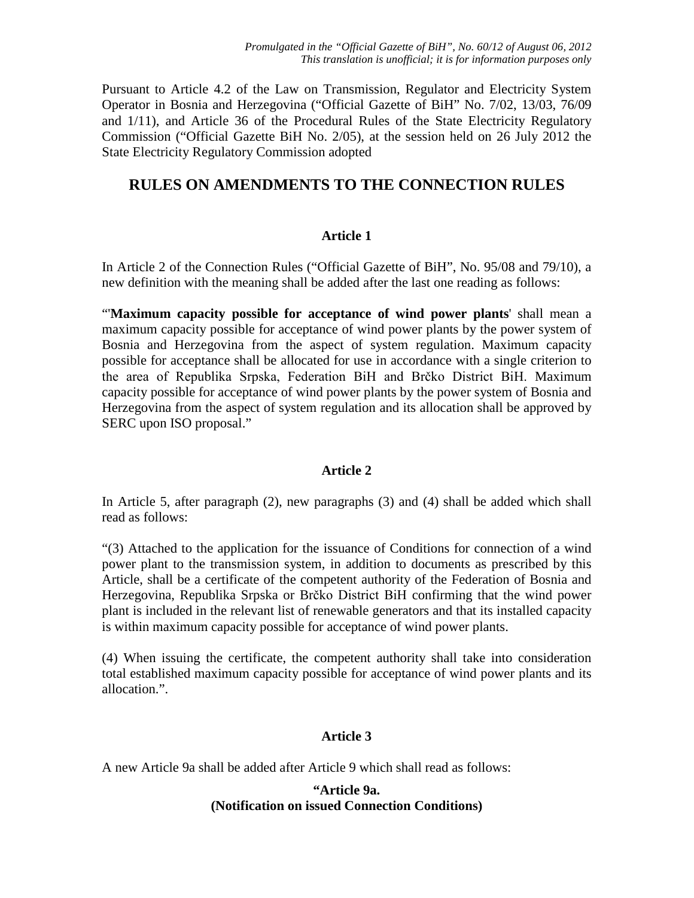*Promulgated in the "Official Gazette of BiH", No. 60/12 of August 06, 2012*
*This translation is unofficial; it is for information purposes only*

Pursuant to Article 4.2 of the Law on Transmission, Regulator and Electricity System Operator in Bosnia and Herzegovina ("Official Gazette of BiH" No. 7/02, 13/03, 76/09 and 1/11), and Article 36 of the Procedural Rules of the State Electricity Regulatory Commission ("Official Gazette BiH No. 2/05), at the session held on 26 July 2012 the State Electricity Regulatory Commission adopted

# RULES ON AMENDMENTS TO THE CONNECTION RULES

### Article 1

In Article 2 of the Connection Rules ("Official Gazette of BiH", No. 95/08 and 79/10), a new definition with the meaning shall be added after the last one reading as follows:

"'**Maximum capacity possible for acceptance of wind power plants**' shall mean a maximum capacity possible for acceptance of wind power plants by the power system of Bosnia and Herzegovina from the aspect of system regulation. Maximum capacity possible for acceptance shall be allocated for use in accordance with a single criterion to the area of Republika Srpska, Federation BiH and Brčko District BiH. Maximum capacity possible for acceptance of wind power plants by the power system of Bosnia and Herzegovina from the aspect of system regulation and its allocation shall be approved by SERC upon ISO proposal."

### Article 2

In Article 5, after paragraph (2), new paragraphs (3) and (4) shall be added which shall read as follows:

"(3) Attached to the application for the issuance of Conditions for connection of a wind power plant to the transmission system, in addition to documents as prescribed by this Article, shall be a certificate of the competent authority of the Federation of Bosnia and Herzegovina, Republika Srpska or Brčko District BiH confirming that the wind power plant is included in the relevant list of renewable generators and that its installed capacity is within maximum capacity possible for acceptance of wind power plants.

(4) When issuing the certificate, the competent authority shall take into consideration total established maximum capacity possible for acceptance of wind power plants and its allocation.".

### Article 3

A new Article 9a shall be added after Article 9 which shall read as follows:

**"Article 9a.**
**(Notification on issued Connection Conditions)**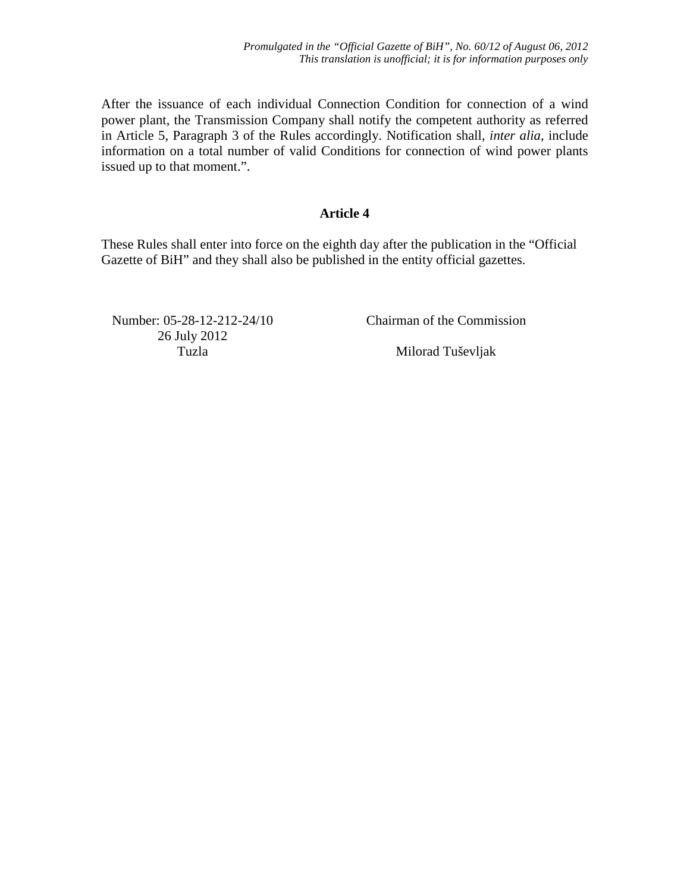After the issuance of each individual Connection Condition for connection of a wind power plant, the Transmission Company shall notify the competent authority as referred in Article 5, Paragraph 3 of the Rules accordingly. Notification shall, *inter alia*, include information on a total number of valid Conditions for connection of wind power plants issued up to that moment.".

**Article 4**

These Rules shall enter into force on the eighth day after the publication in the "Official Gazette of BiH" and they shall also be published in the entity official gazettes.

Number: 05-28-12-212-24/10
26 July 2012
Tuzla

Chairman of the Commission

Milorad Tuševljak